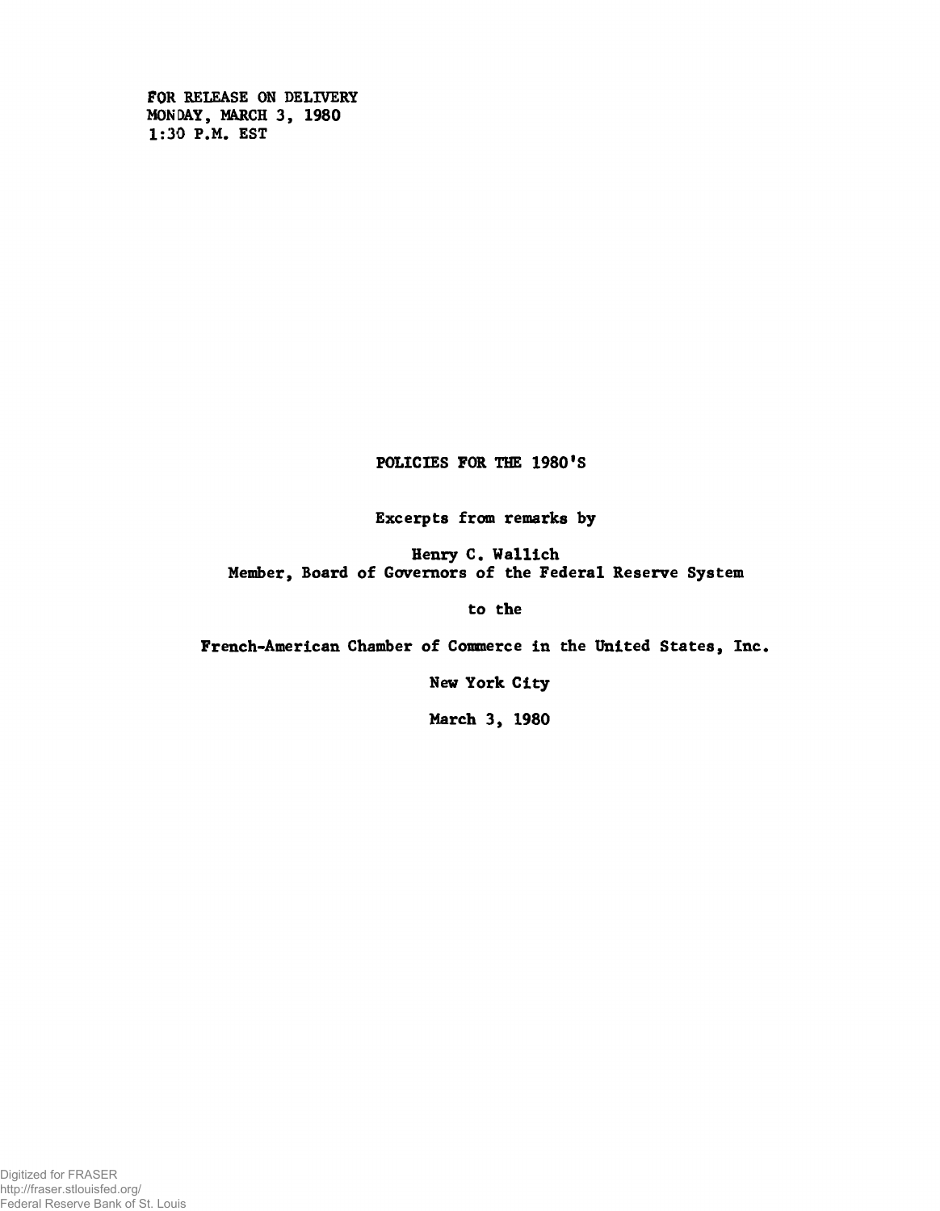FOR RELEASE ON DELIVERY
MONDAY, MARCH 3, 1980
1:30 P.M. EST

# POLICIES FOR THE 1980'S

Excerpts from remarks by

Henry C. Wallich
Member, Board of Governors of the Federal Reserve System

to the

French-American Chamber of Commerce in the United States, Inc.

New York City

March 3, 1980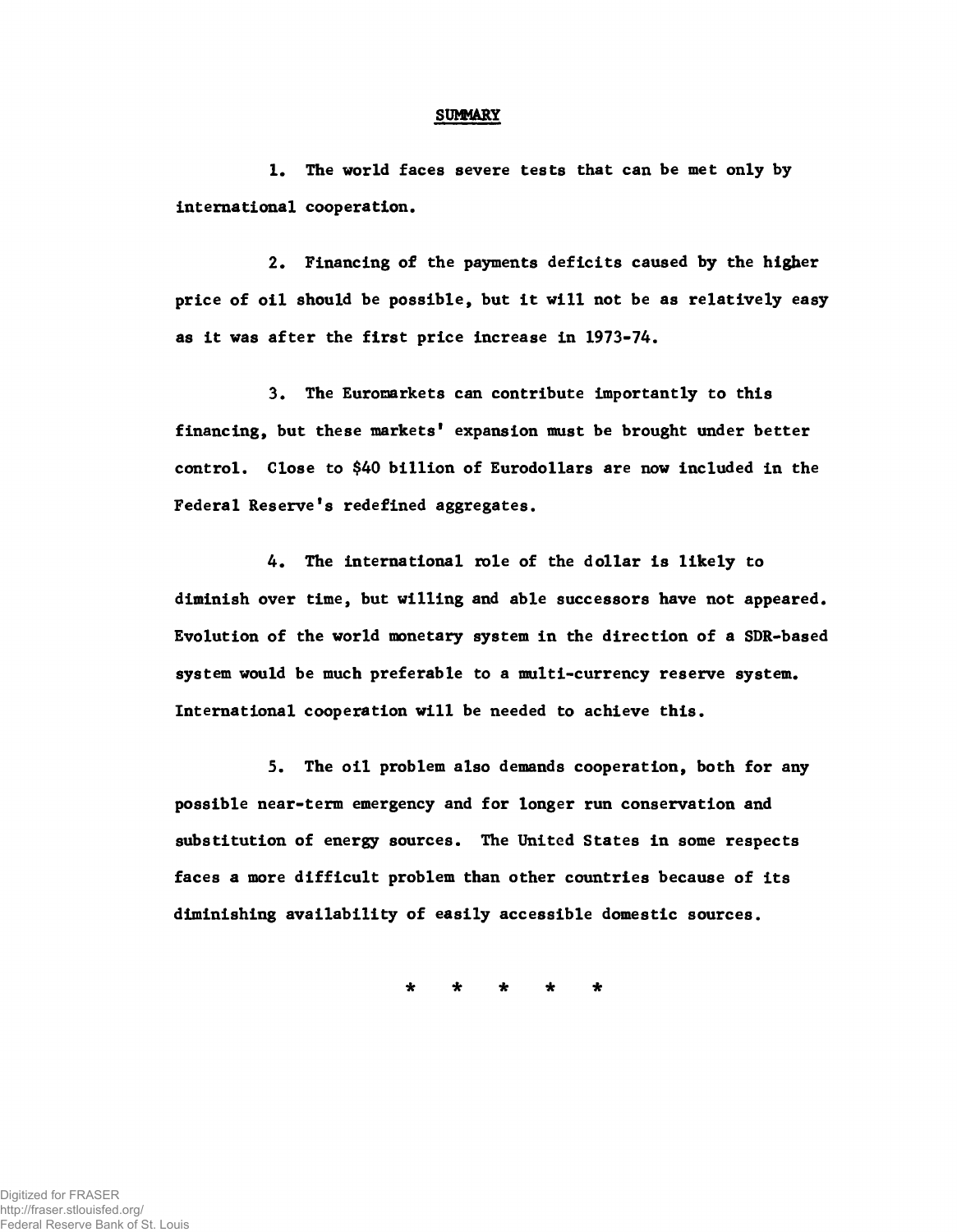## SUMMARY

1. The world faces severe tests that can be met only by international cooperation.

2. Financing of the payments deficits caused by the higher price of oil should be possible, but it will not be as relatively easy as it was after the first price increase in 1973-74.

3. The Euromarkets can contribute importantly to this financing, but these markets' expansion must be brought under better control. Close to $40 billion of Eurodollars are now included in the Federal Reserve's redefined aggregates.

4. The international role of the dollar is likely to diminish over time, but willing and able successors have not appeared. Evolution of the world monetary system in the direction of a SDR-based system would be much preferable to a multi-currency reserve system. International cooperation will be needed to achieve this.

5. The oil problem also demands cooperation, both for any possible near-term emergency and for longer run conservation and substitution of energy sources. The United States in some respects faces a more difficult problem than other countries because of its diminishing availability of easily accessible domestic sources.

* * * * *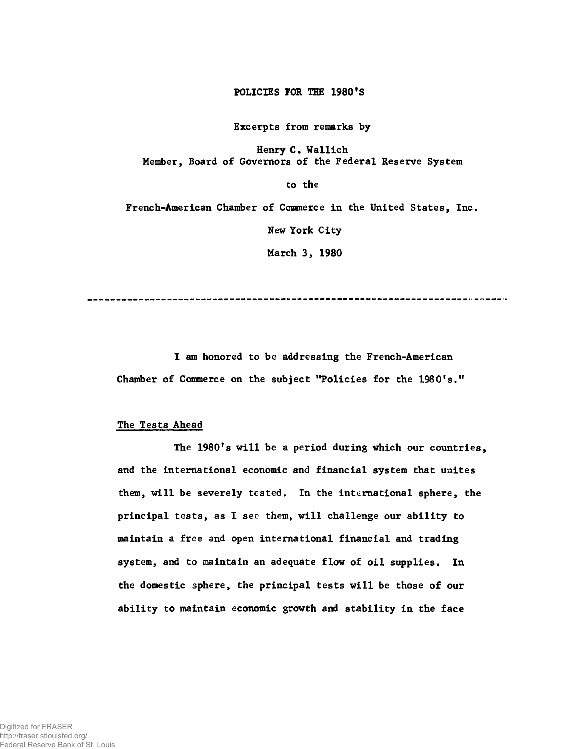# POLICIES FOR THE 1980'S

Excerpts from remarks by

Henry C. Wallich
Member, Board of Governors of the Federal Reserve System

to the

French-American Chamber of Commerce in the United States, Inc.

New York City

March 3, 1980

---

I am honored to be addressing the French-American Chamber of Commerce on the subject "Policies for the 1980's."

## The Tests Ahead

The 1980's will be a period during which our countries, and the international economic and financial system that unites them, will be severely tested. In the international sphere, the principal tests, as I see them, will challenge our ability to maintain a free and open international financial and trading system, and to maintain an adequate flow of oil supplies. In the domestic sphere, the principal tests will be those of our ability to maintain economic growth and stability in the face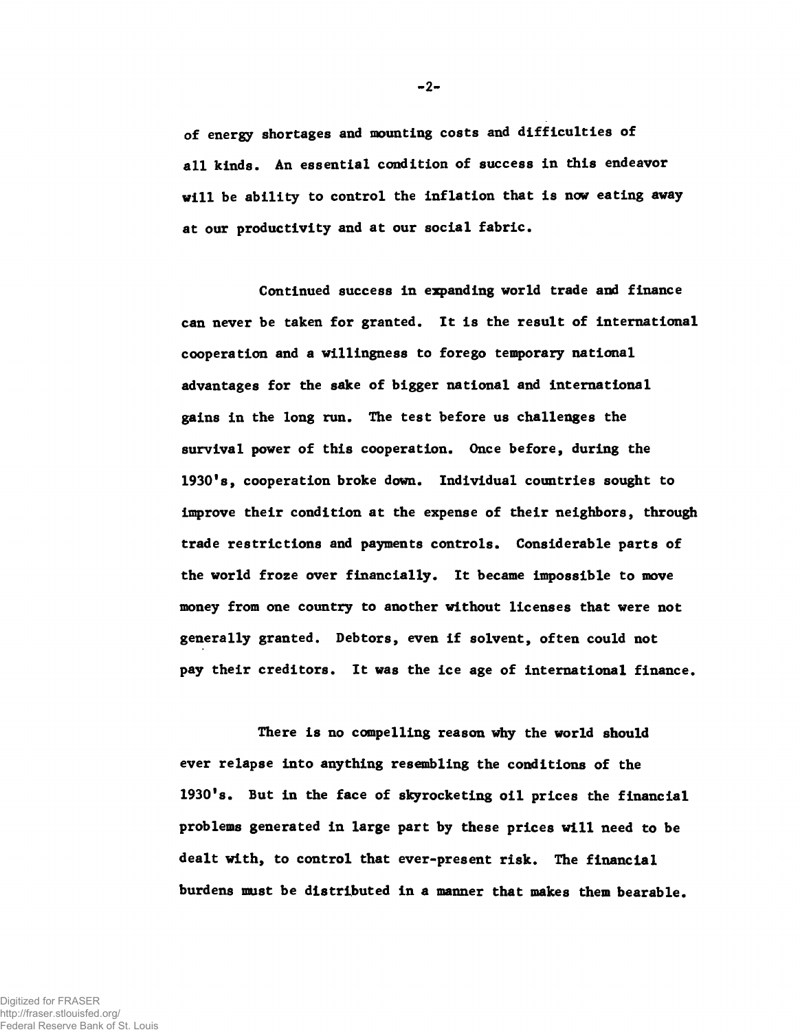of energy shortages and mounting costs and difficulties of all kinds. An essential condition of success in this endeavor will be ability to control the inflation that is now eating away at our productivity and at our social fabric.

Continued success in expanding world trade and finance can never be taken for granted. It is the result of international cooperation and a willingness to forego temporary national advantages for the sake of bigger national and international gains in the long run. The test before us challenges the survival power of this cooperation. Once before, during the 1930's, cooperation broke down. Individual countries sought to improve their condition at the expense of their neighbors, through trade restrictions and payments controls. Considerable parts of the world froze over financially. It became impossible to move money from one country to another without licenses that were not generally granted. Debtors, even if solvent, often could not pay their creditors. It was the ice age of international finance.

There is no compelling reason why the world should ever relapse into anything resembling the conditions of the 1930's. But in the face of skyrocketing oil prices the financial problems generated in large part by these prices will need to be dealt with, to control that ever-present risk. The financial burdens must be distributed in a manner that makes them bearable.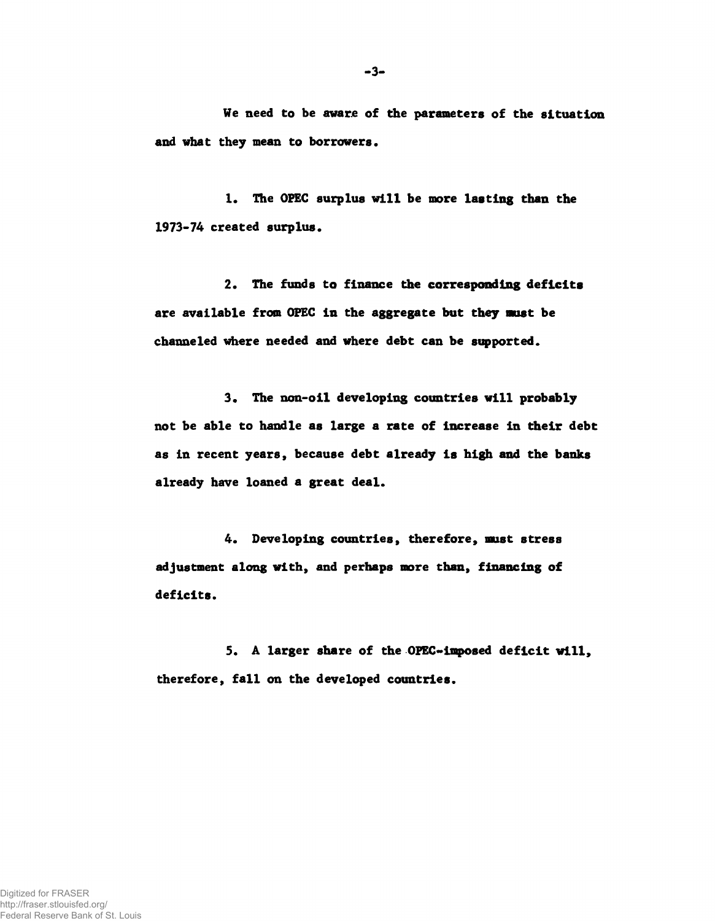We need to be aware of the parameters of the situation and what they mean to borrowers.

1. The OPEC surplus will be more lasting than the 1973-74 created surplus.

2. The funds to finance the corresponding deficits are available from OPEC in the aggregate but they must be channeled where needed and where debt can be supported.

3. The non-oil developing countries will probably not be able to handle as large a rate of increase in their debt as in recent years, because debt already is high and the banks already have loaned a great deal.

4. Developing countries, therefore, must stress adjustment along with, and perhaps more than, financing of deficits.

5. A larger share of the OPEC-imposed deficit will, therefore, fall on the developed countries.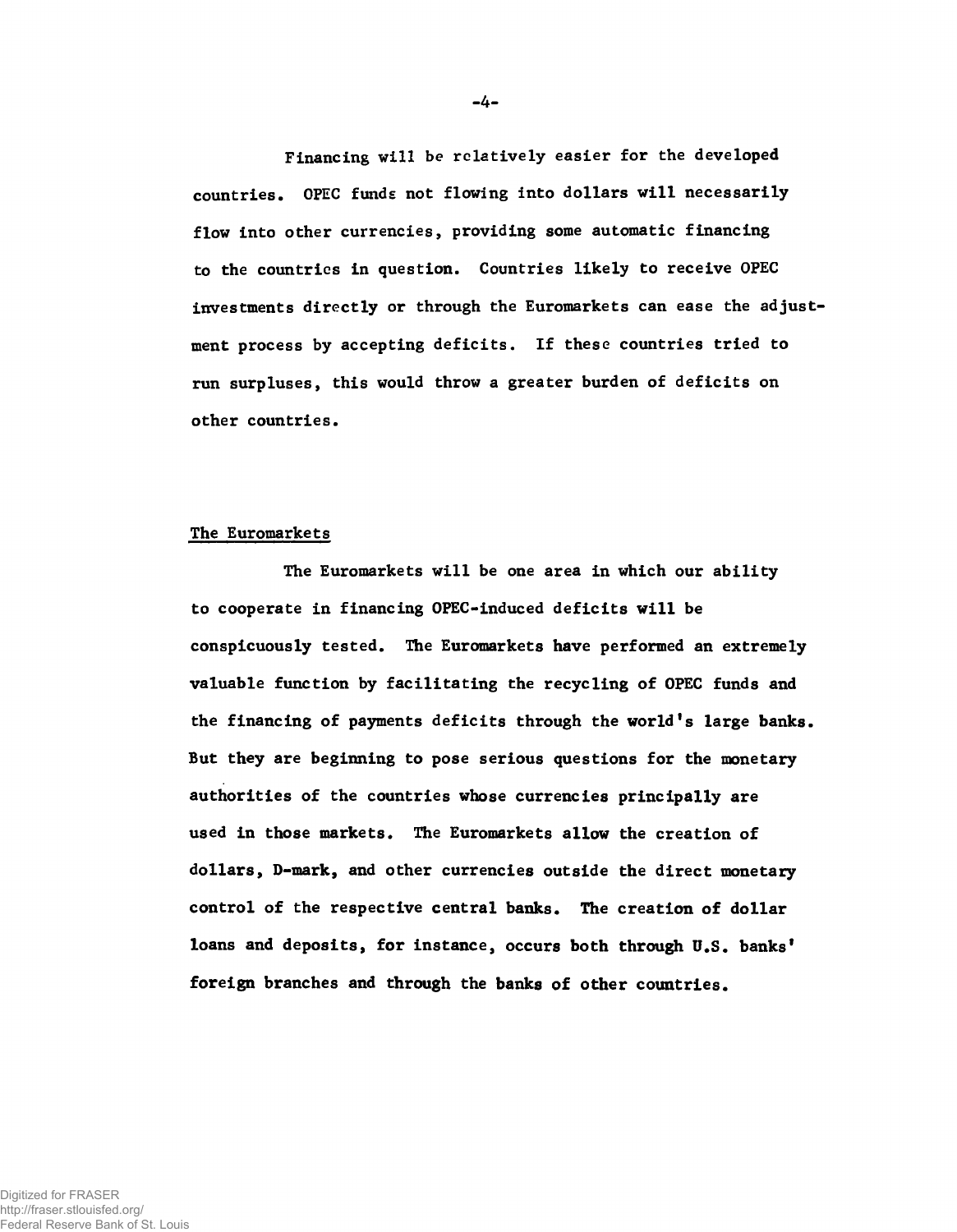Financing will be relatively easier for the developed countries. OPEC funds not flowing into dollars will necessarily flow into other currencies, providing some automatic financing to the countries in question. Countries likely to receive OPEC investments directly or through the Euromarkets can ease the adjustment process by accepting deficits. If these countries tried to run surpluses, this would throw a greater burden of deficits on other countries.

## The Euromarkets

The Euromarkets will be one area in which our ability to cooperate in financing OPEC-induced deficits will be conspicuously tested. The Euromarkets have performed an extremely valuable function by facilitating the recycling of OPEC funds and the financing of payments deficits through the world's large banks. But they are beginning to pose serious questions for the monetary authorities of the countries whose currencies principally are used in those markets. The Euromarkets allow the creation of dollars, D-mark, and other currencies outside the direct monetary control of the respective central banks. The creation of dollar loans and deposits, for instance, occurs both through U.S. banks' foreign branches and through the banks of other countries.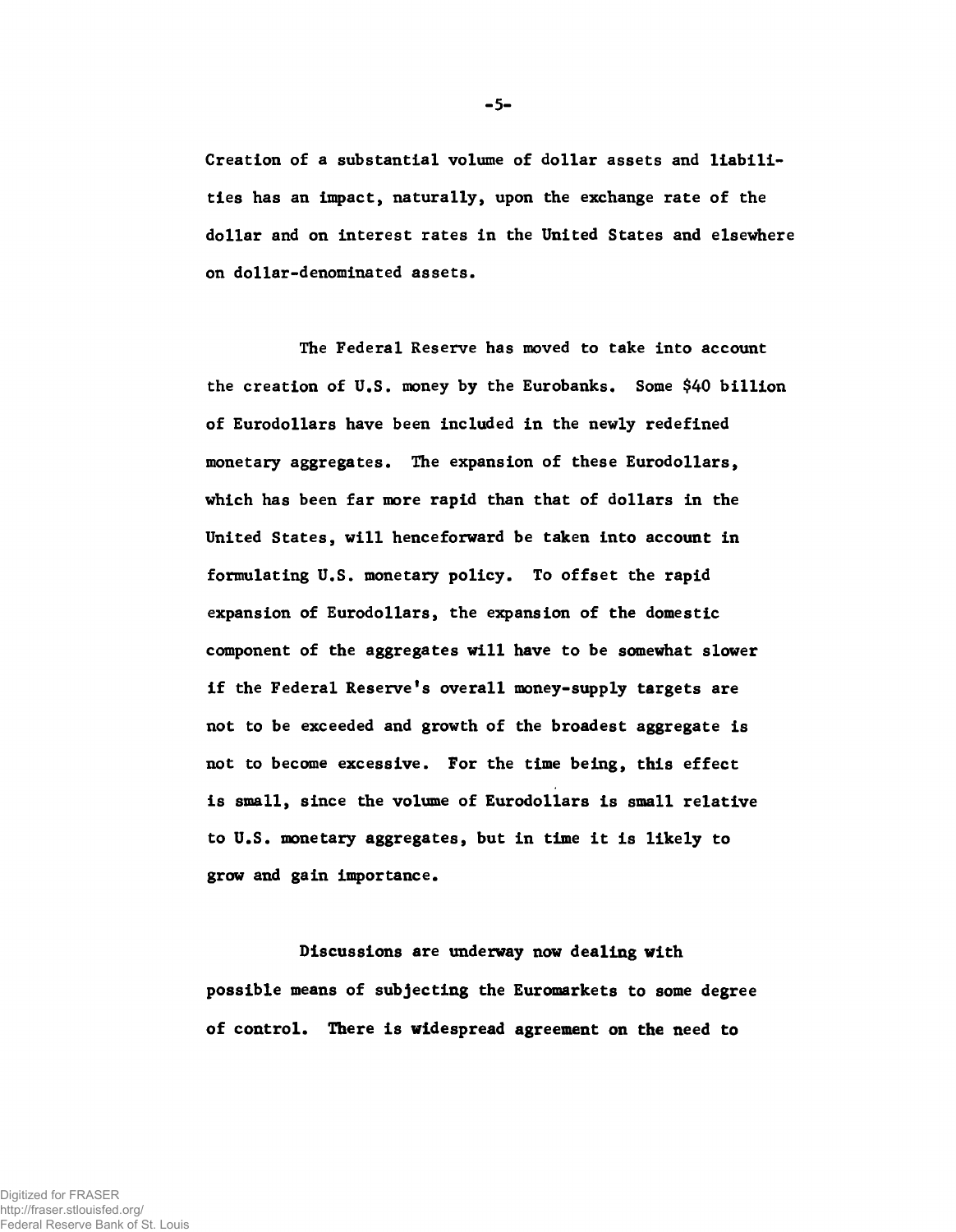Creation of a substantial volume of dollar assets and liabilities has an impact, naturally, upon the exchange rate of the dollar and on interest rates in the United States and elsewhere on dollar-denominated assets.

The Federal Reserve has moved to take into account the creation of U.S. money by the Eurobanks. Some $40 billion of Eurodollars have been included in the newly redefined monetary aggregates. The expansion of these Eurodollars, which has been far more rapid than that of dollars in the United States, will henceforward be taken into account in formulating U.S. monetary policy. To offset the rapid expansion of Eurodollars, the expansion of the domestic component of the aggregates will have to be somewhat slower if the Federal Reserve's overall money-supply targets are not to be exceeded and growth of the broadest aggregate is not to become excessive. For the time being, this effect is small, since the volume of Eurodollars is small relative to U.S. monetary aggregates, but in time it is likely to grow and gain importance.

Discussions are underway now dealing with possible means of subjecting the Euromarkets to some degree of control. There is widespread agreement on the need to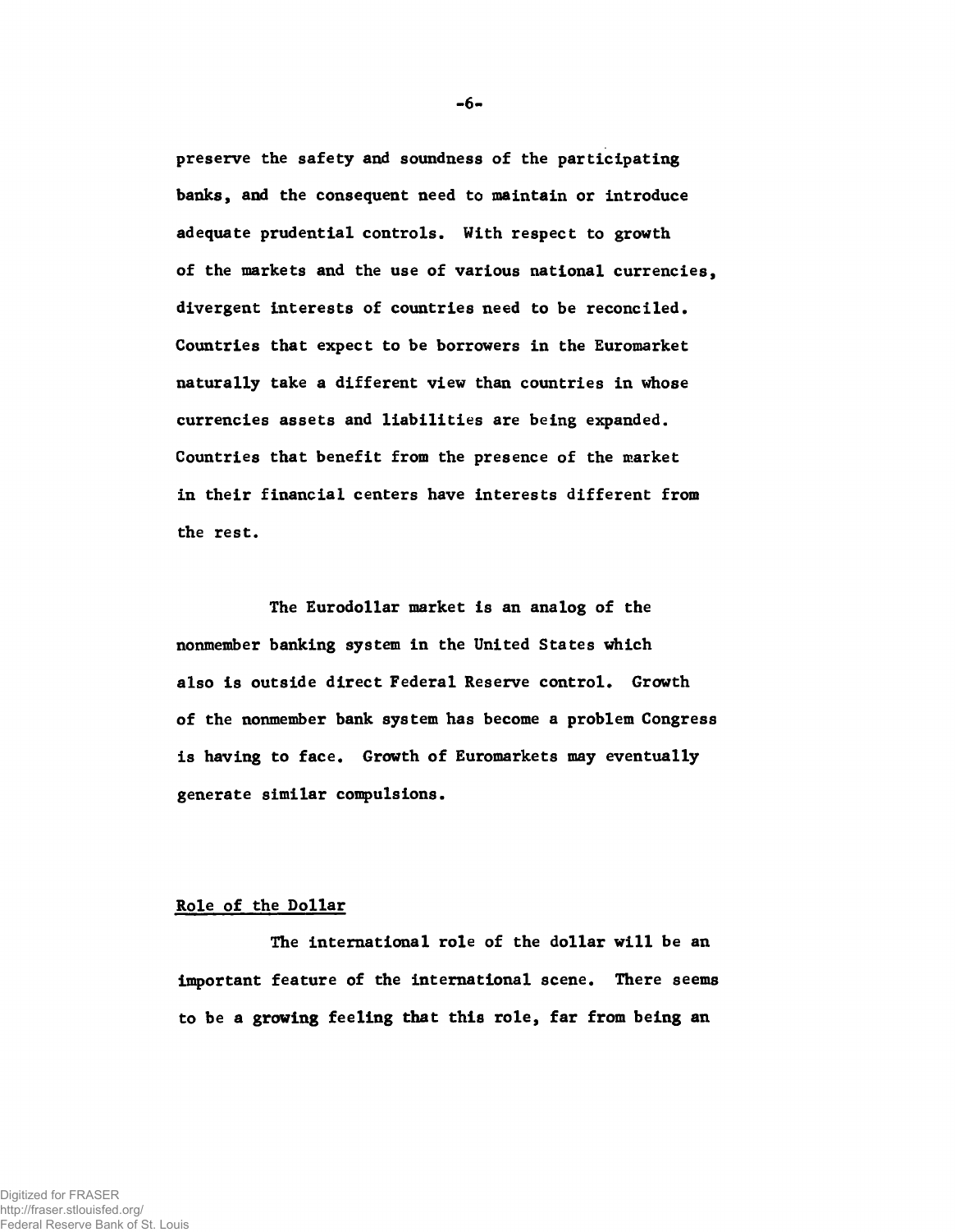preserve the safety and soundness of the participating banks, and the consequent need to maintain or introduce adequate prudential controls. With respect to growth of the markets and the use of various national currencies, divergent interests of countries need to be reconciled. Countries that expect to be borrowers in the Euromarket naturally take a different view than countries in whose currencies assets and liabilities are being expanded. Countries that benefit from the presence of the market in their financial centers have interests different from the rest.

The Eurodollar market is an analog of the nonmember banking system in the United States which also is outside direct Federal Reserve control. Growth of the nonmember bank system has become a problem Congress is having to face. Growth of Euromarkets may eventually generate similar compulsions.

## Role of the Dollar

The international role of the dollar will be an important feature of the international scene. There seems to be a growing feeling that this role, far from being an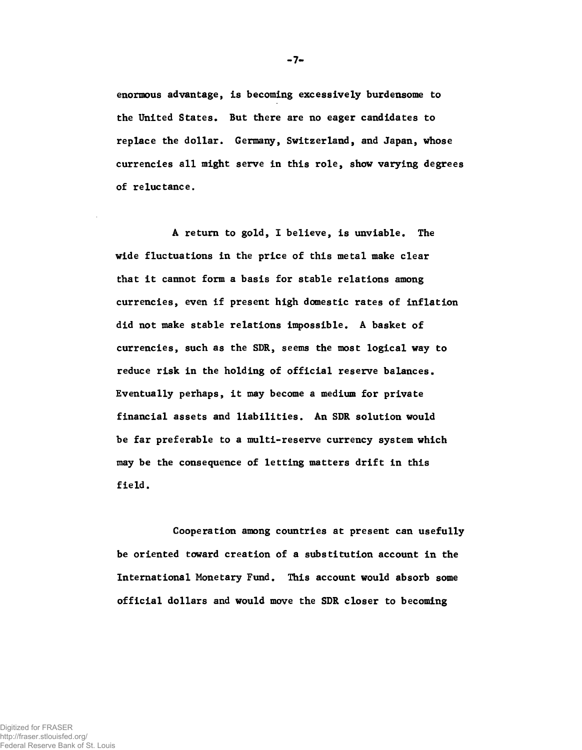enormous advantage, is becoming excessively burdensome to the United States. But there are no eager candidates to replace the dollar. Germany, Switzerland, and Japan, whose currencies all might serve in this role, show varying degrees of reluctance.

A return to gold, I believe, is unviable. The wide fluctuations in the price of this metal make clear that it cannot form a basis for stable relations among currencies, even if present high domestic rates of inflation did not make stable relations impossible. A basket of currencies, such as the SDR, seems the most logical way to reduce risk in the holding of official reserve balances. Eventually perhaps, it may become a medium for private financial assets and liabilities. An SDR solution would be far preferable to a multi-reserve currency system which may be the consequence of letting matters drift in this field.

Cooperation among countries at present can usefully be oriented toward creation of a substitution account in the International Monetary Fund. This account would absorb some official dollars and would move the SDR closer to becoming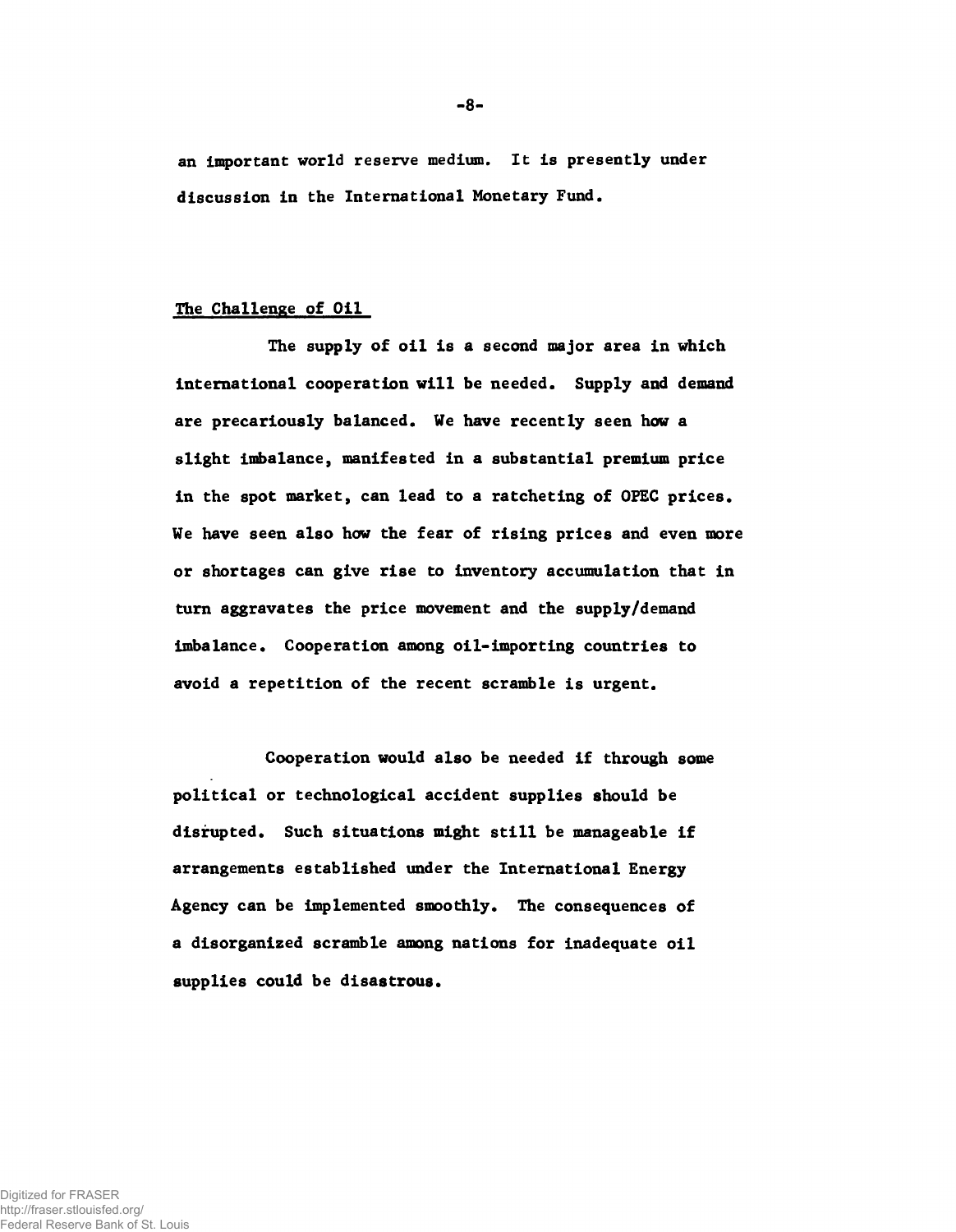an important world reserve medium. It is presently under discussion in the International Monetary Fund.

## The Challenge of Oil

The supply of oil is a second major area in which international cooperation will be needed. Supply and demand are precariously balanced. We have recently seen how a slight imbalance, manifested in a substantial premium price in the spot market, can lead to a ratcheting of OPEC prices. We have seen also how the fear of rising prices and even more or shortages can give rise to inventory accumulation that in turn aggravates the price movement and the supply/demand imbalance. Cooperation among oil-importing countries to avoid a repetition of the recent scramble is urgent.

Cooperation would also be needed if through some political or technological accident supplies should be disrupted. Such situations might still be manageable if arrangements established under the International Energy Agency can be implemented smoothly. The consequences of a disorganized scramble among nations for inadequate oil supplies could be disastrous.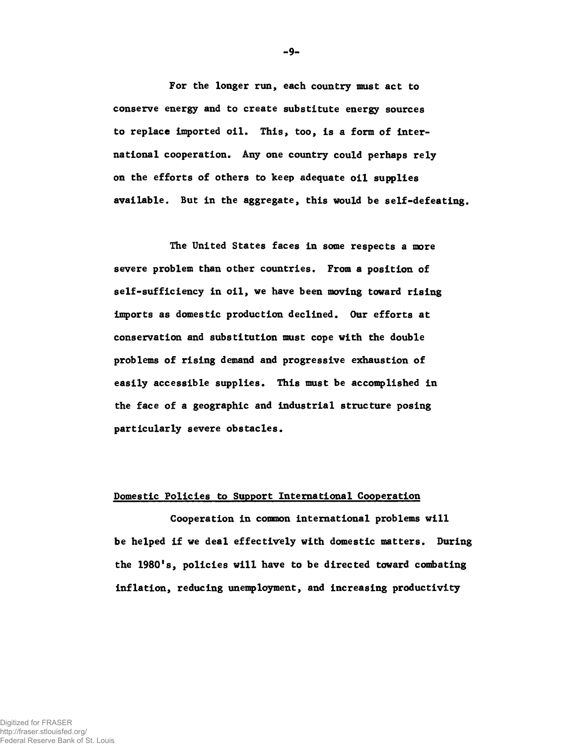For the longer run, each country must act to conserve energy and to create substitute energy sources to replace imported oil. This, too, is a form of international cooperation. Any one country could perhaps rely on the efforts of others to keep adequate oil supplies available. But in the aggregate, this would be self-defeating.

The United States faces in some respects a more severe problem than other countries. From a position of self-sufficiency in oil, we have been moving toward rising imports as domestic production declined. Our efforts at conservation and substitution must cope with the double problems of rising demand and progressive exhaustion of easily accessible supplies. This must be accomplished in the face of a geographic and industrial structure posing particularly severe obstacles.

## Domestic Policies to Support International Cooperation

Cooperation in common international problems will be helped if we deal effectively with domestic matters. During the 1980's, policies will have to be directed toward combating inflation, reducing unemployment, and increasing productivity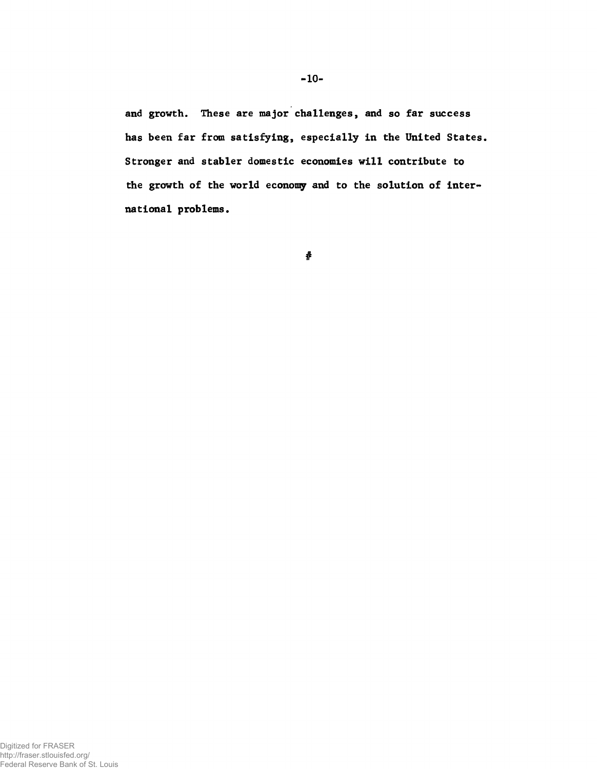and growth. These are major challenges, and so far success has been far from satisfying, especially in the United States. Stronger and stabler domestic economies will contribute to the growth of the world economy and to the solution of international problems.

#